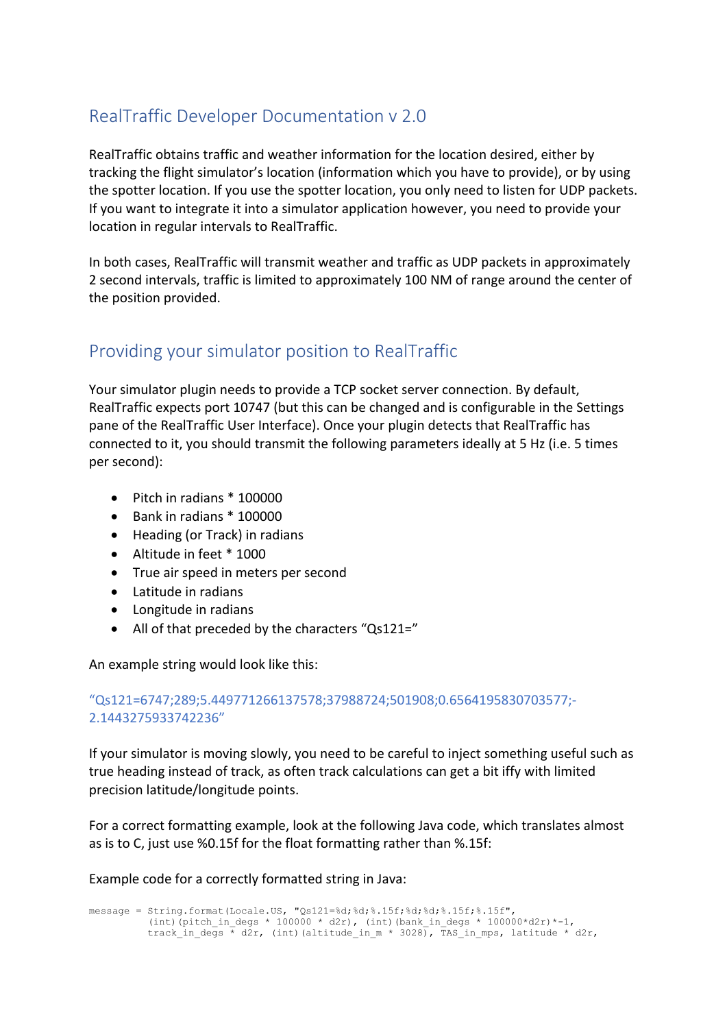# RealTraffic Developer Documentation v 2.0

RealTraffic obtains traffic and weather information for the location desired, either by tracking the flight simulator's location (information which you have to provide), or by using the spotter location. If you use the spotter location, you only need to listen for UDP packets. If you want to integrate it into a simulator application however, you need to provide your location in regular intervals to RealTraffic.

In both cases, RealTraffic will transmit weather and traffic as UDP packets in approximately 2 second intervals, traffic is limited to approximately 100 NM of range around the center of the position provided.

## Providing your simulator position to RealTraffic

Your simulator plugin needs to provide a TCP socket server connection. By default, RealTraffic expects port 10747 (but this can be changed and is configurable in the Settings pane of the RealTraffic User Interface). Once your plugin detects that RealTraffic has connected to it, you should transmit the following parameters ideally at 5 Hz (i.e. 5 times per second):

- Pitch in radians * 100000
- Bank in radians * 100000
- Heading (or Track) in radians
- Altitude in feet * 1000
- True air speed in meters per second
- Latitude in radians
- Longitude in radians
- All of that preceded by the characters "Qs121="

An example string would look like this:

"Qs121=6747;289;5.449771266137578;37988724;501908;0.6564195830703577;-2.1443275933742236"

If your simulator is moving slowly, you need to be careful to inject something useful such as true heading instead of track, as often track calculations can get a bit iffy with limited precision latitude/longitude points.

For a correct formatting example, look at the following Java code, which translates almost as is to C, just use %0.15f for the float formatting rather than %.15f:

Example code for a correctly formatted string in Java:

```
message = String.format(Locale.US, "Qs121=%d;%d;%.15f;%d;%d;%.15f;%.15f",
          (int)(pitch_in_degs * 100000 * d2r), (int)(bank_in_degs * 100000*d2r)*-1,
          track_in_degs * d2r, (int)(altitude_in_m * 3028), TAS_in_mps, latitude * d2r,
```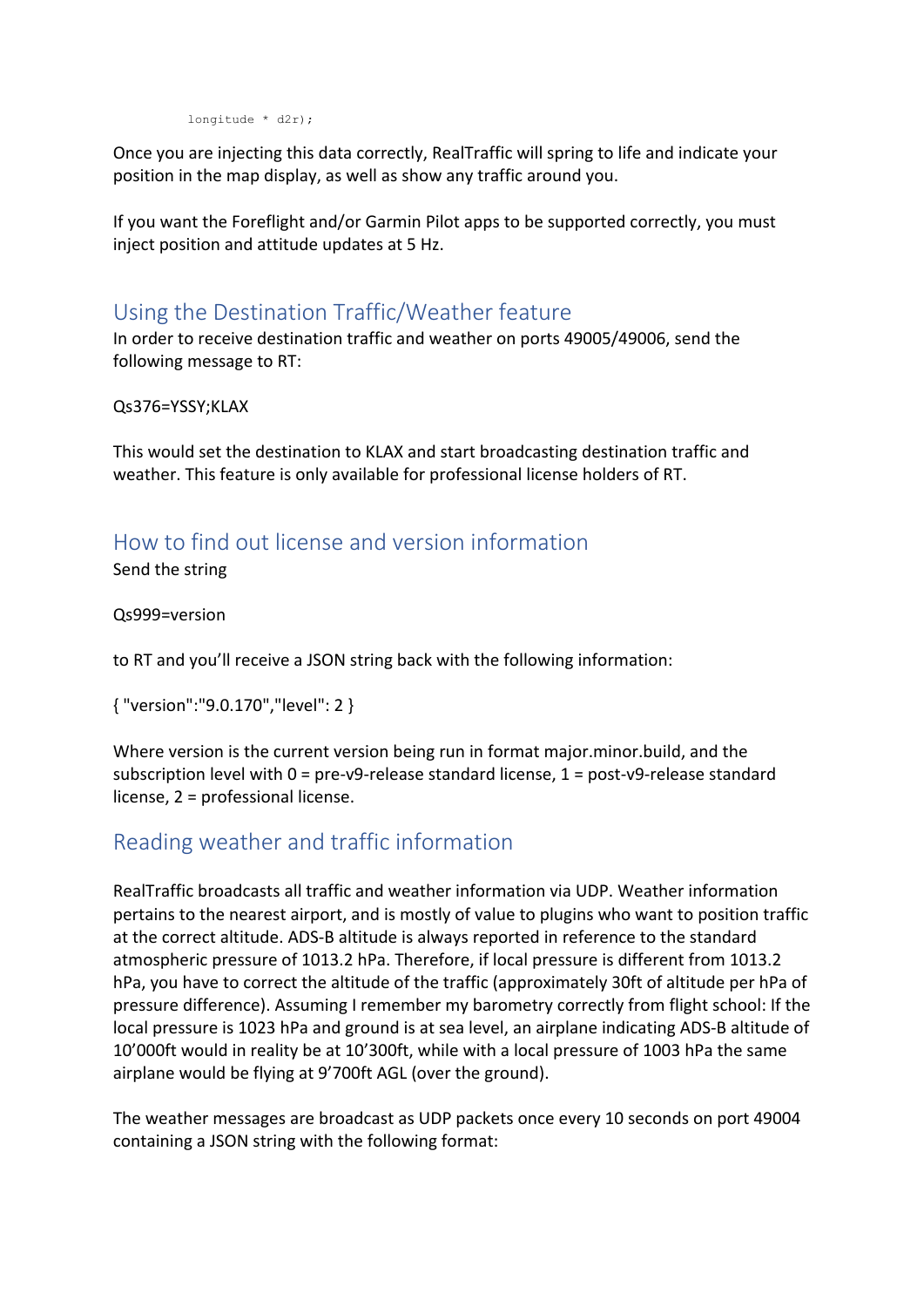```
        longitude * d2r);
```

Once you are injecting this data correctly, RealTraffic will spring to life and indicate your position in the map display, as well as show any traffic around you.

If you want the Foreflight and/or Garmin Pilot apps to be supported correctly, you must inject position and attitude updates at 5 Hz.

## Using the Destination Traffic/Weather feature

In order to receive destination traffic and weather on ports 49005/49006, send the following message to RT:

Qs376=YSSY;KLAX

This would set the destination to KLAX and start broadcasting destination traffic and weather. This feature is only available for professional license holders of RT.

## How to find out license and version information

Send the string

Qs999=version

to RT and you'll receive a JSON string back with the following information:

{ "version":"9.0.170","level": 2 }

Where version is the current version being run in format major.minor.build, and the subscription level with 0 = pre-v9-release standard license, 1 = post-v9-release standard license, 2 = professional license.

## Reading weather and traffic information

RealTraffic broadcasts all traffic and weather information via UDP. Weather information pertains to the nearest airport, and is mostly of value to plugins who want to position traffic at the correct altitude. ADS-B altitude is always reported in reference to the standard atmospheric pressure of 1013.2 hPa. Therefore, if local pressure is different from 1013.2 hPa, you have to correct the altitude of the traffic (approximately 30ft of altitude per hPa of pressure difference). Assuming I remember my barometry correctly from flight school: If the local pressure is 1023 hPa and ground is at sea level, an airplane indicating ADS-B altitude of 10'000ft would in reality be at 10'300ft, while with a local pressure of 1003 hPa the same airplane would be flying at 9'700ft AGL (over the ground).

The weather messages are broadcast as UDP packets once every 10 seconds on port 49004 containing a JSON string with the following format: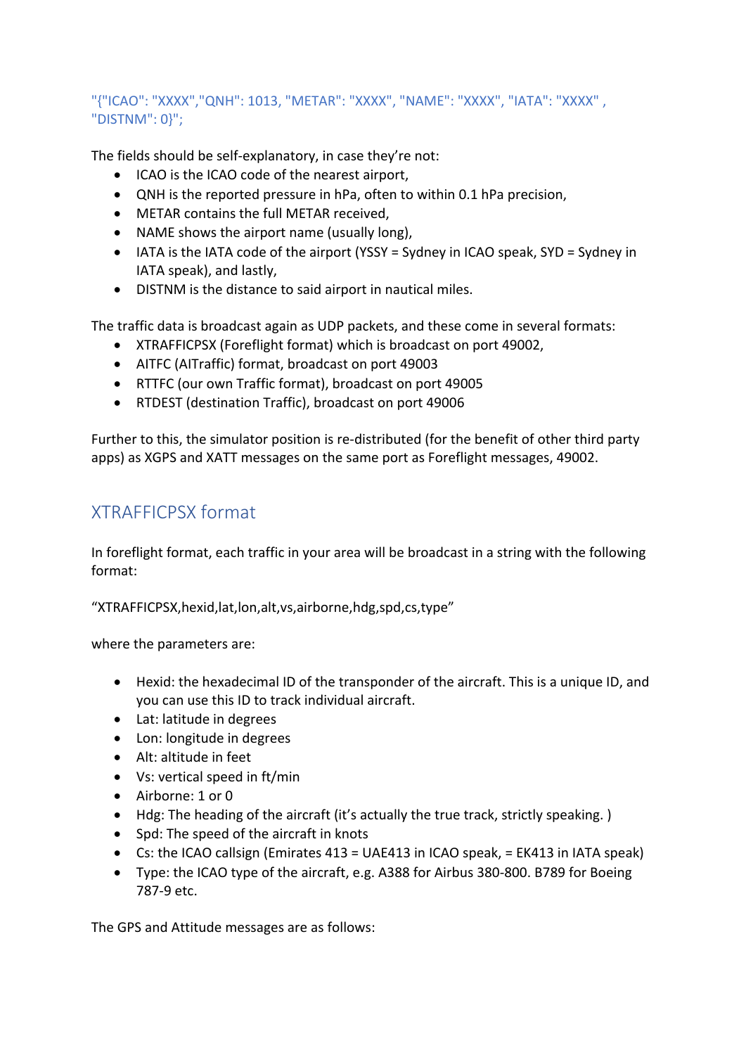```
"{"ICAO": "XXXX","QNH": 1013, "METAR": "XXXX", "NAME": "XXXX", "IATA": "XXXX" ,
"DISTNM": 0}";
```

The fields should be self-explanatory, in case they're not:

- ICAO is the ICAO code of the nearest airport,
- QNH is the reported pressure in hPa, often to within 0.1 hPa precision,
- METAR contains the full METAR received,
- NAME shows the airport name (usually long),
- IATA is the IATA code of the airport (YSSY = Sydney in ICAO speak, SYD = Sydney in IATA speak), and lastly,
- DISTNM is the distance to said airport in nautical miles.

The traffic data is broadcast again as UDP packets, and these come in several formats:

- XTRAFFICPSX (Foreflight format) which is broadcast on port 49002,
- AITFC (AITraffic) format, broadcast on port 49003
- RTTFC (our own Traffic format), broadcast on port 49005
- RTDEST (destination Traffic), broadcast on port 49006

Further to this, the simulator position is re-distributed (for the benefit of other third party apps) as XGPS and XATT messages on the same port as Foreflight messages, 49002.

## XTRAFFICPSX format

In foreflight format, each traffic in your area will be broadcast in a string with the following format:

"XTRAFFICPSX,hexid,lat,lon,alt,vs,airborne,hdg,spd,cs,type"

where the parameters are:

- Hexid: the hexadecimal ID of the transponder of the aircraft. This is a unique ID, and you can use this ID to track individual aircraft.
- Lat: latitude in degrees
- Lon: longitude in degrees
- Alt: altitude in feet
- Vs: vertical speed in ft/min
- Airborne: 1 or 0
- Hdg: The heading of the aircraft (it's actually the true track, strictly speaking. )
- Spd: The speed of the aircraft in knots
- Cs: the ICAO callsign (Emirates 413 = UAE413 in ICAO speak, = EK413 in IATA speak)
- Type: the ICAO type of the aircraft, e.g. A388 for Airbus 380-800. B789 for Boeing 787-9 etc.

The GPS and Attitude messages are as follows: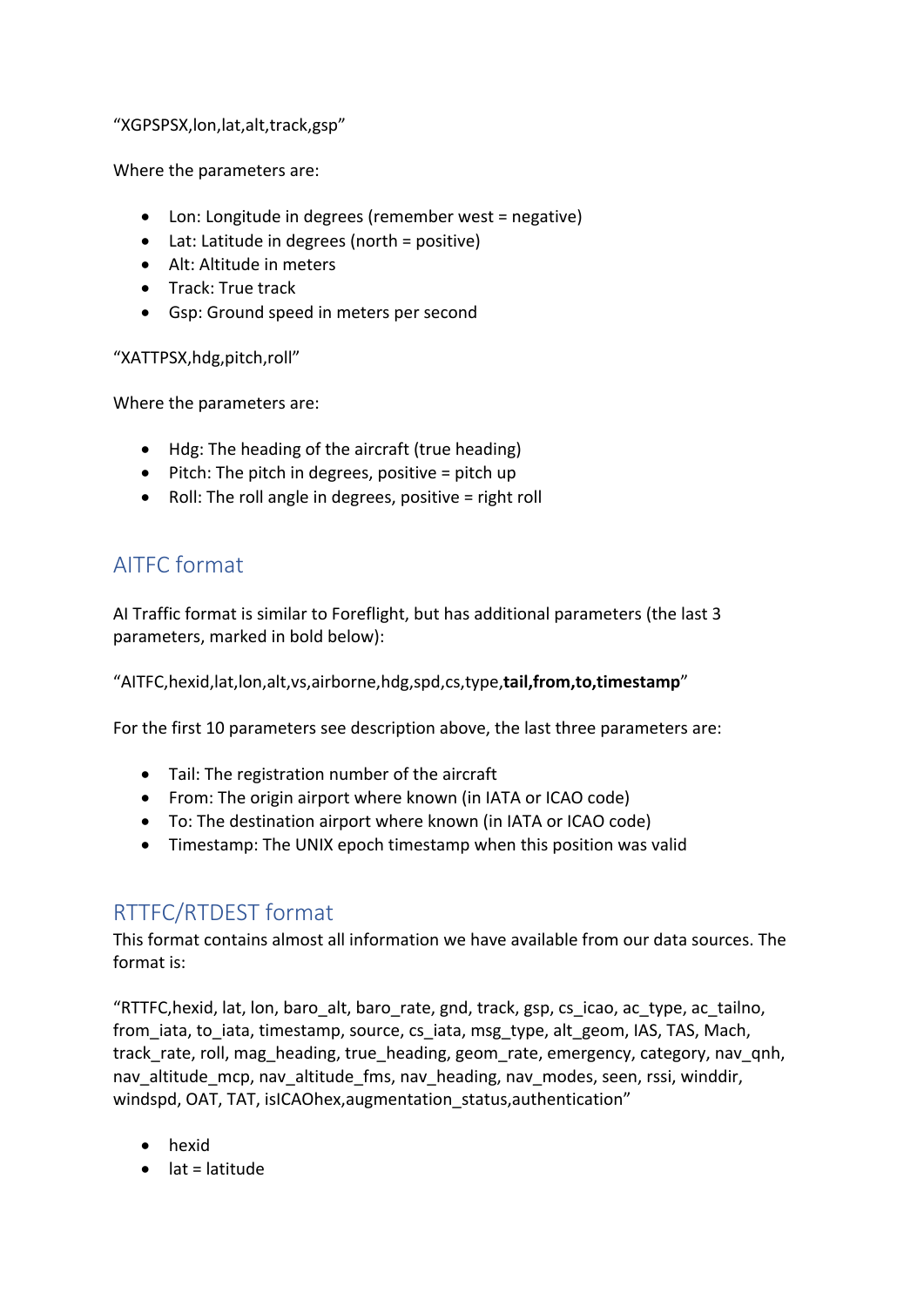“XGPSPSX,lon,lat,alt,track,gsp”

Where the parameters are:

- Lon: Longitude in degrees (remember west = negative)
- Lat: Latitude in degrees (north = positive)
- Alt: Altitude in meters
- Track: True track
- Gsp: Ground speed in meters per second

“XATTPSX,hdg,pitch,roll”

Where the parameters are:

- Hdg: The heading of the aircraft (true heading)
- Pitch: The pitch in degrees, positive = pitch up
- Roll: The roll angle in degrees, positive = right roll

## AITFC format

AI Traffic format is similar to Foreflight, but has additional parameters (the last 3 parameters, marked in bold below):

“AITFC,hexid,lat,lon,alt,vs,airborne,hdg,spd,cs,type,**tail,from,to,timestamp**”

For the first 10 parameters see description above, the last three parameters are:

- Tail: The registration number of the aircraft
- From: The origin airport where known (in IATA or ICAO code)
- To: The destination airport where known (in IATA or ICAO code)
- Timestamp: The UNIX epoch timestamp when this position was valid

## RTTFC/RTDEST format

This format contains almost all information we have available from our data sources. The format is:

“RTTFC,hexid, lat, lon, baro_alt, baro_rate, gnd, track, gsp, cs_icao, ac_type, ac_tailno, from_iata, to_iata, timestamp, source, cs_iata, msg_type, alt_geom, IAS, TAS, Mach, track_rate, roll, mag_heading, true_heading, geom_rate, emergency, category, nav_qnh, nav_altitude_mcp, nav_altitude_fms, nav_heading, nav_modes, seen, rssi, winddir, windspd, OAT, TAT, isICAOhex,augmentation_status,authentication”

- hexid
- lat = latitude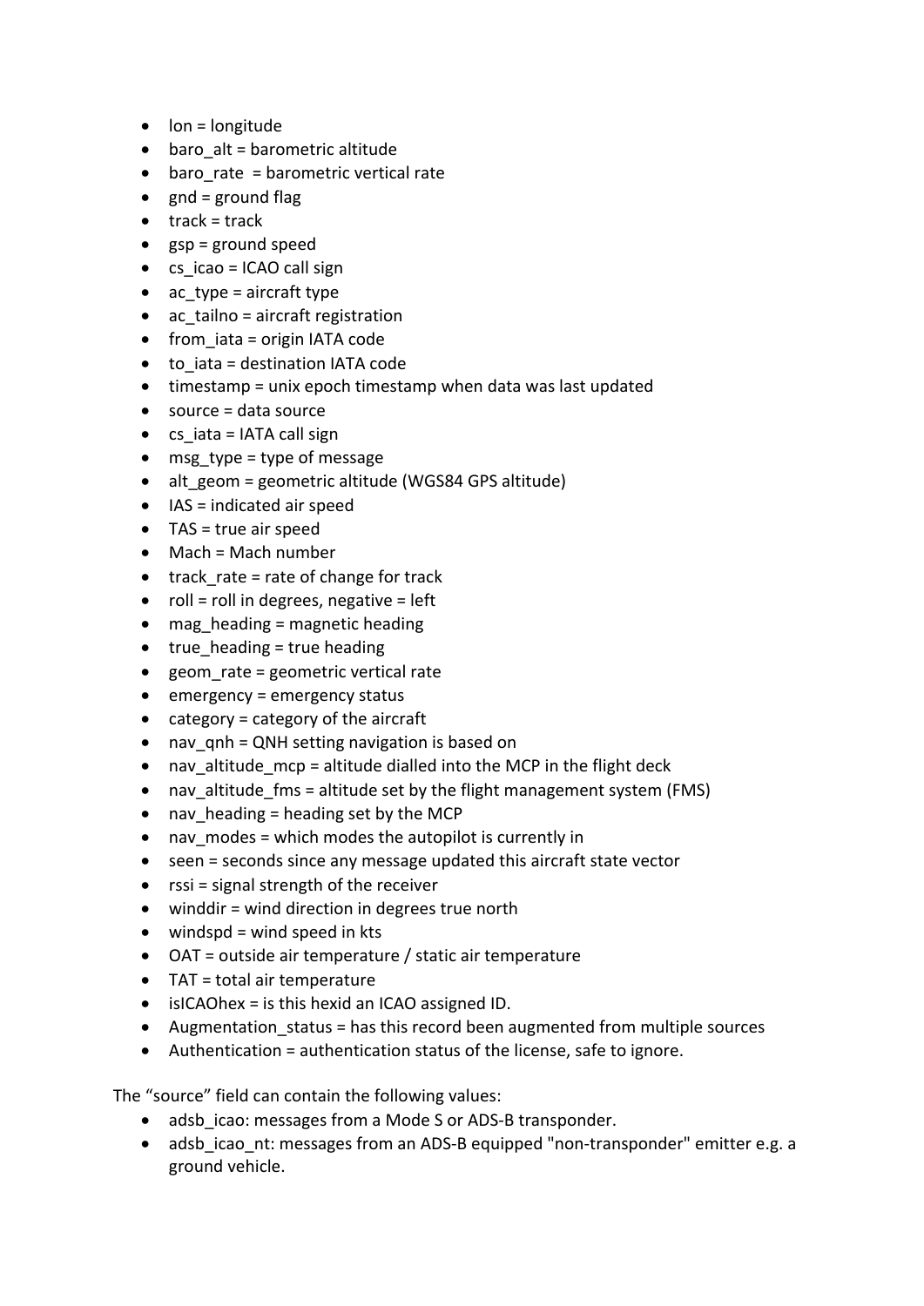- lon = longitude
- baro_alt = barometric altitude
- baro_rate  = barometric vertical rate
- gnd = ground flag
- track = track
- gsp = ground speed
- cs_icao = ICAO call sign
- ac_type = aircraft type
- ac_tailno = aircraft registration
- from_iata = origin IATA code
- to_iata = destination IATA code
- timestamp = unix epoch timestamp when data was last updated
- source = data source
- cs_iata = IATA call sign
- msg_type = type of message
- alt_geom = geometric altitude (WGS84 GPS altitude)
- IAS = indicated air speed
- TAS = true air speed
- Mach = Mach number
- track_rate = rate of change for track
- roll = roll in degrees, negative = left
- mag_heading = magnetic heading
- true_heading = true heading
- geom_rate = geometric vertical rate
- emergency = emergency status
- category = category of the aircraft
- nav_qnh = QNH setting navigation is based on
- nav_altitude_mcp = altitude dialled into the MCP in the flight deck
- nav_altitude_fms = altitude set by the flight management system (FMS)
- nav_heading = heading set by the MCP
- nav_modes = which modes the autopilot is currently in
- seen = seconds since any message updated this aircraft state vector
- rssi = signal strength of the receiver
- winddir = wind direction in degrees true north
- windspd = wind speed in kts
- OAT = outside air temperature / static air temperature
- TAT = total air temperature
- isICAOhex = is this hexid an ICAO assigned ID.
- Augmentation_status = has this record been augmented from multiple sources
- Authentication = authentication status of the license, safe to ignore.

The "source" field can contain the following values:

- adsb_icao: messages from a Mode S or ADS-B transponder.
- adsb_icao_nt: messages from an ADS-B equipped "non-transponder" emitter e.g. a ground vehicle.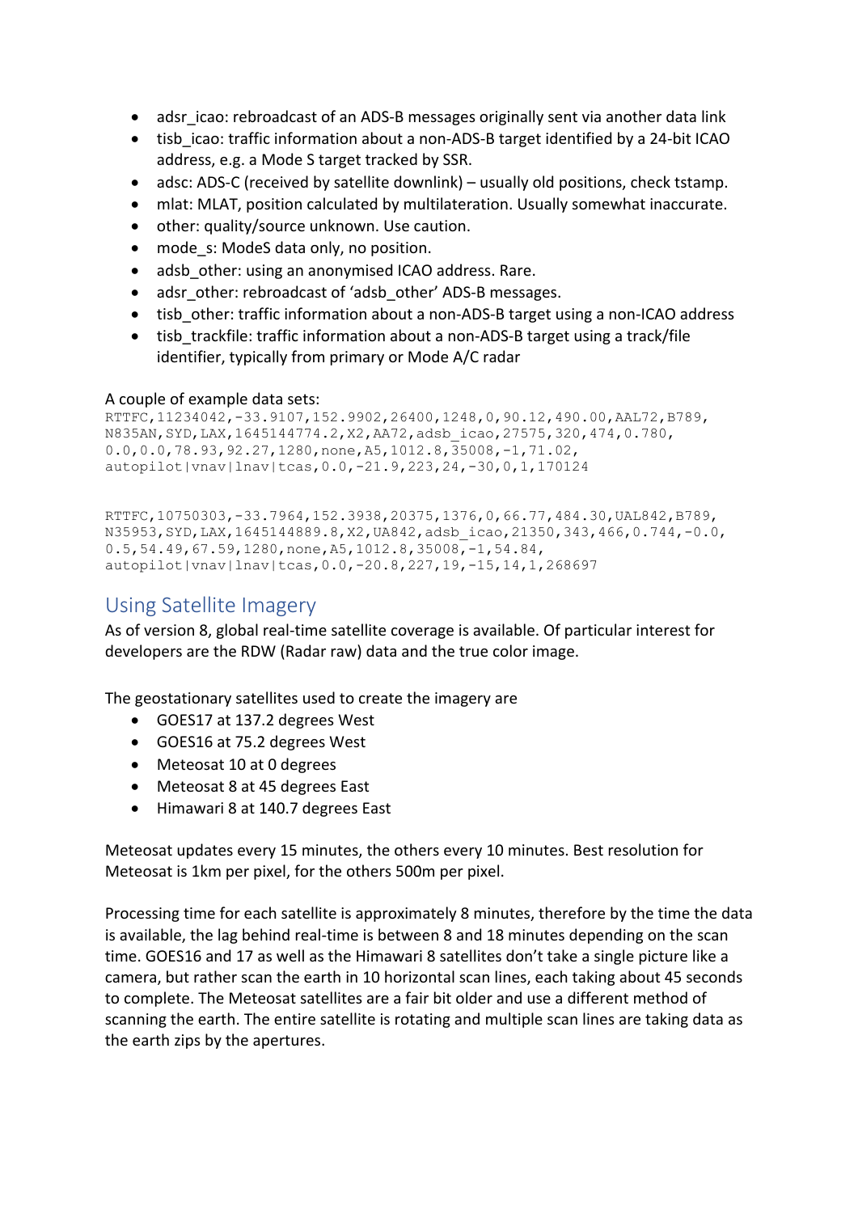- adsr_icao: rebroadcast of an ADS-B messages originally sent via another data link
- tisb_icao: traffic information about a non-ADS-B target identified by a 24-bit ICAO address, e.g. a Mode S target tracked by SSR.
- adsc: ADS-C (received by satellite downlink) – usually old positions, check tstamp.
- mlat: MLAT, position calculated by multilateration. Usually somewhat inaccurate.
- other: quality/source unknown. Use caution.
- mode_s: ModeS data only, no position.
- adsb_other: using an anonymised ICAO address. Rare.
- adsr_other: rebroadcast of 'adsb_other' ADS-B messages.
- tisb_other: traffic information about a non-ADS-B target using a non-ICAO address
- tisb_trackfile: traffic information about a non-ADS-B target using a track/file identifier, typically from primary or Mode A/C radar

A couple of example data sets:

```
RTTFC,11234042,-33.9107,152.9902,26400,1248,0,90.12,490.00,AAL72,B789,
N835AN,SYD,LAX,1645144774.2,X2,AA72,adsb_icao,27575,320,474,0.780,
0.0,0.0,78.93,92.27,1280,none,A5,1012.8,35008,-1,71.02,
autopilot|vnav|lnav|tcas,0.0,-21.9,223,24,-30,0,1,170124
```

```
RTTFC,10750303,-33.7964,152.3938,20375,1376,0,66.77,484.30,UAL842,B789,
N35953,SYD,LAX,1645144889.8,X2,UA842,adsb_icao,21350,343,466,0.744,-0.0,
0.5,54.49,67.59,1280,none,A5,1012.8,35008,-1,54.84,
autopilot|vnav|lnav|tcas,0.0,-20.8,227,19,-15,14,1,268697
```

## Using Satellite Imagery

As of version 8, global real-time satellite coverage is available. Of particular interest for developers are the RDW (Radar raw) data and the true color image.

The geostationary satellites used to create the imagery are

- GOES17 at 137.2 degrees West
- GOES16 at 75.2 degrees West
- Meteosat 10 at 0 degrees
- Meteosat 8 at 45 degrees East
- Himawari 8 at 140.7 degrees East

Meteosat updates every 15 minutes, the others every 10 minutes. Best resolution for Meteosat is 1km per pixel, for the others 500m per pixel.

Processing time for each satellite is approximately 8 minutes, therefore by the time the data is available, the lag behind real-time is between 8 and 18 minutes depending on the scan time. GOES16 and 17 as well as the Himawari 8 satellites don't take a single picture like a camera, but rather scan the earth in 10 horizontal scan lines, each taking about 45 seconds to complete. The Meteosat satellites are a fair bit older and use a different method of scanning the earth. The entire satellite is rotating and multiple scan lines are taking data as the earth zips by the apertures.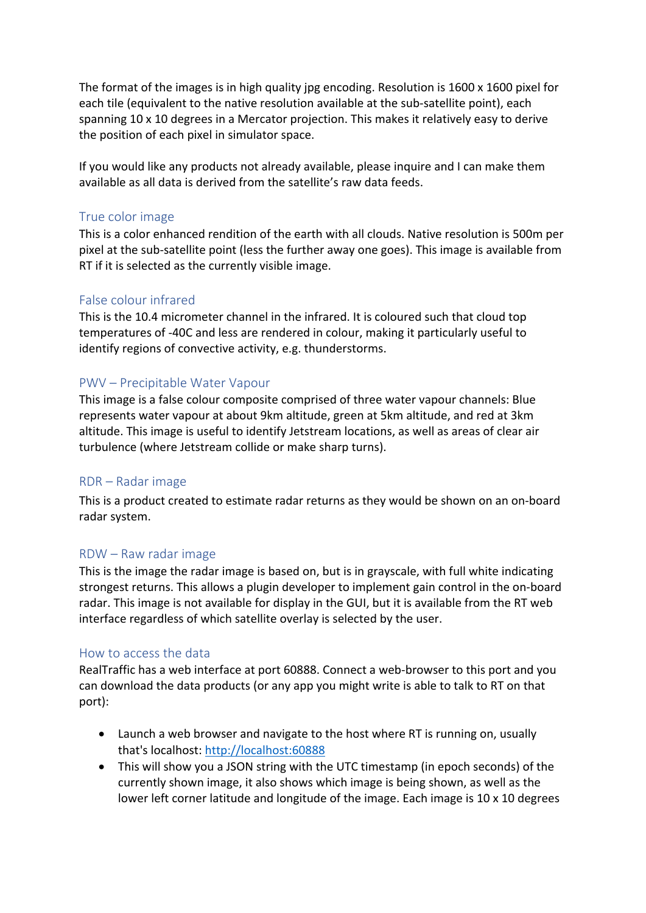The format of the images is in high quality jpg encoding. Resolution is 1600 x 1600 pixel for each tile (equivalent to the native resolution available at the sub-satellite point), each spanning 10 x 10 degrees in a Mercator projection. This makes it relatively easy to derive the position of each pixel in simulator space.

If you would like any products not already available, please inquire and I can make them available as all data is derived from the satellite's raw data feeds.

## True color image

This is a color enhanced rendition of the earth with all clouds. Native resolution is 500m per pixel at the sub-satellite point (less the further away one goes). This image is available from RT if it is selected as the currently visible image.

## False colour infrared

This is the 10.4 micrometer channel in the infrared. It is coloured such that cloud top temperatures of -40C and less are rendered in colour, making it particularly useful to identify regions of convective activity, e.g. thunderstorms.

## PWV – Precipitable Water Vapour

This image is a false colour composite comprised of three water vapour channels: Blue represents water vapour at about 9km altitude, green at 5km altitude, and red at 3km altitude. This image is useful to identify Jetstream locations, as well as areas of clear air turbulence (where Jetstream collide or make sharp turns).

## RDR – Radar image

This is a product created to estimate radar returns as they would be shown on an on-board radar system.

## RDW – Raw radar image

This is the image the radar image is based on, but is in grayscale, with full white indicating strongest returns. This allows a plugin developer to implement gain control in the on-board radar. This image is not available for display in the GUI, but it is available from the RT web interface regardless of which satellite overlay is selected by the user.

## How to access the data

RealTraffic has a web interface at port 60888. Connect a web-browser to this port and you can download the data products (or any app you might write is able to talk to RT on that port):

- Launch a web browser and navigate to the host where RT is running on, usually that's localhost: [http://localhost:60888](http://localhost:60888)
- This will show you a JSON string with the UTC timestamp (in epoch seconds) of the currently shown image, it also shows which image is being shown, as well as the lower left corner latitude and longitude of the image. Each image is 10 x 10 degrees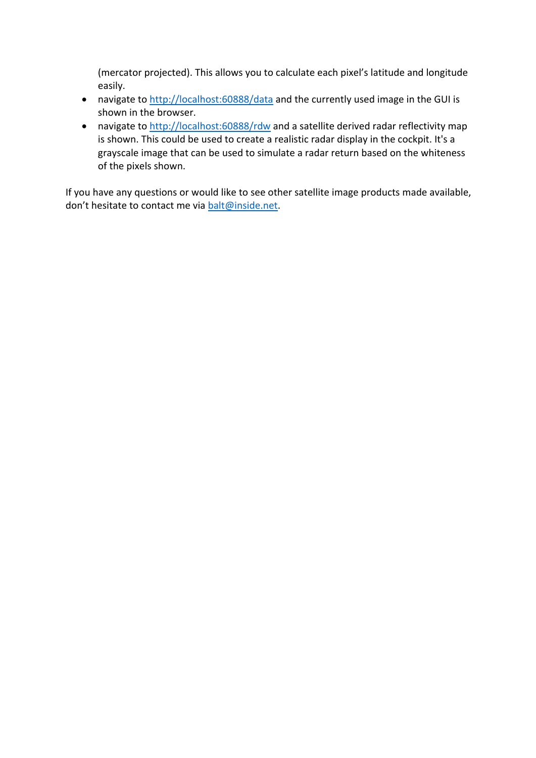(mercator projected). This allows you to calculate each pixel's latitude and longitude easily.

- navigate to http://localhost:60888/data and the currently used image in the GUI is shown in the browser.
- navigate to http://localhost:60888/rdw and a satellite derived radar reflectivity map is shown. This could be used to create a realistic radar display in the cockpit. It's a grayscale image that can be used to simulate a radar return based on the whiteness of the pixels shown.

If you have any questions or would like to see other satellite image products made available, don't hesitate to contact me via balt@inside.net.